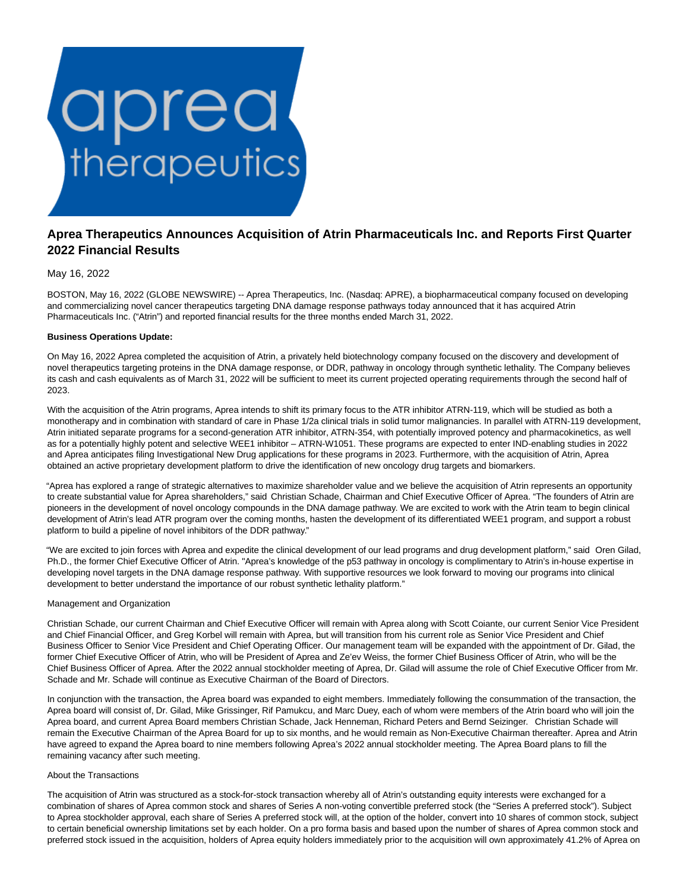# Aprea Therapeutics Announces Acquisition of Atrin Pharmaceuticals Inc. and Reports First Quarter 2022 Financial Results

May 16, 2022

BOSTON, May 16, 2022 (GLOBE NEWSWIRE) -- Aprea Therapeutics, Inc. (Nasdaq: APRE), a biopharmaceutical company focused on developing and commercializing novel cancer therapeutics targeting DNA damage response pathways today announced that it has acquired Atrin Pharmaceuticals Inc. ("Atrin") and reported financial results for the three months ended March 31, 2022.

**Business Operations Update:**

On May 16, 2022 Aprea completed the acquisition of Atrin, a privately held biotechnology company focused on the discovery and development of novel therapeutics targeting proteins in the DNA damage response, or DDR, pathway in oncology through synthetic lethality. The Company believes its cash and cash equivalents as of March 31, 2022 will be sufficient to meet its current projected operating requirements through the second half of 2023.

With the acquisition of the Atrin programs, Aprea intends to shift its primary focus to the ATR inhibitor ATRN-119, which will be studied as both a monotherapy and in combination with standard of care in Phase 1/2a clinical trials in solid tumor malignancies. In parallel with ATRN-119 development, Atrin initiated separate programs for a second-generation ATR inhibitor, ATRN-354, with potentially improved potency and pharmacokinetics, as well as for a potentially highly potent and selective WEE1 inhibitor – ATRN-W1051. These programs are expected to enter IND-enabling studies in 2022 and Aprea anticipates filing Investigational New Drug applications for these programs in 2023. Furthermore, with the acquisition of Atrin, Aprea obtained an active proprietary development platform to drive the identification of new oncology drug targets and biomarkers.

"Aprea has explored a range of strategic alternatives to maximize shareholder value and we believe the acquisition of Atrin represents an opportunity to create substantial value for Aprea shareholders," said Christian Schade, Chairman and Chief Executive Officer of Aprea. "The founders of Atrin are pioneers in the development of novel oncology compounds in the DNA damage pathway. We are excited to work with the Atrin team to begin clinical development of Atrin's lead ATR program over the coming months, hasten the development of its differentiated WEE1 program, and support a robust platform to build a pipeline of novel inhibitors of the DDR pathway."

"We are excited to join forces with Aprea and expedite the clinical development of our lead programs and drug development platform," said Oren Gilad, Ph.D., the former Chief Executive Officer of Atrin. "Aprea's knowledge of the p53 pathway in oncology is complimentary to Atrin's in-house expertise in developing novel targets in the DNA damage response pathway. With supportive resources we look forward to moving our programs into clinical development to better understand the importance of our robust synthetic lethality platform."

Management and Organization

Christian Schade, our current Chairman and Chief Executive Officer will remain with Aprea along with Scott Coiante, our current Senior Vice President and Chief Financial Officer, and Greg Korbel will remain with Aprea, but will transition from his current role as Senior Vice President and Chief Business Officer to Senior Vice President and Chief Operating Officer. Our management team will be expanded with the appointment of Dr. Gilad, the former Chief Executive Officer of Atrin, who will be President of Aprea and Ze'ev Weiss, the former Chief Business Officer of Atrin, who will be the Chief Business Officer of Aprea. After the 2022 annual stockholder meeting of Aprea, Dr. Gilad will assume the role of Chief Executive Officer from Mr. Schade and Mr. Schade will continue as Executive Chairman of the Board of Directors.

In conjunction with the transaction, the Aprea board was expanded to eight members. Immediately following the consummation of the transaction, the Aprea board will consist of, Dr. Gilad, Mike Grissinger, Rif Pamukcu, and Marc Duey, each of whom were members of the Atrin board who will join the Aprea board, and current Aprea Board members Christian Schade, Jack Henneman, Richard Peters and Bernd Seizinger. Christian Schade will remain the Executive Chairman of the Aprea Board for up to six months, and he would remain as Non-Executive Chairman thereafter. Aprea and Atrin have agreed to expand the Aprea board to nine members following Aprea's 2022 annual stockholder meeting. The Aprea Board plans to fill the remaining vacancy after such meeting.

About the Transactions

The acquisition of Atrin was structured as a stock-for-stock transaction whereby all of Atrin's outstanding equity interests were exchanged for a combination of shares of Aprea common stock and shares of Series A non-voting convertible preferred stock (the "Series A preferred stock"). Subject to Aprea stockholder approval, each share of Series A preferred stock will, at the option of the holder, convert into 10 shares of common stock, subject to certain beneficial ownership limitations set by each holder. On a pro forma basis and based upon the number of shares of Aprea common stock and preferred stock issued in the acquisition, holders of Aprea equity holders immediately prior to the acquisition will own approximately 41.2% of Aprea on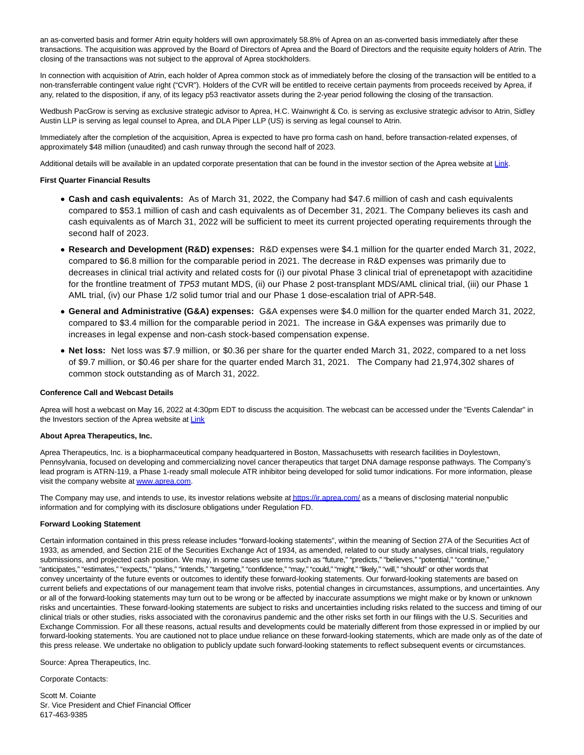an as-converted basis and former Atrin equity holders will own approximately 58.8% of Aprea on an as-converted basis immediately after these transactions. The acquisition was approved by the Board of Directors of Aprea and the Board of Directors and the requisite equity holders of Atrin. The closing of the transactions was not subject to the approval of Aprea stockholders.

In connection with acquisition of Atrin, each holder of Aprea common stock as of immediately before the closing of the transaction will be entitled to a non-transferrable contingent value right ("CVR"). Holders of the CVR will be entitled to receive certain payments from proceeds received by Aprea, if any, related to the disposition, if any, of its legacy p53 reactivator assets during the 2-year period following the closing of the transaction.

Wedbush PacGrow is serving as exclusive strategic advisor to Aprea, H.C. Wainwright & Co. is serving as exclusive strategic advisor to Atrin, Sidley Austin LLP is serving as legal counsel to Aprea, and DLA Piper LLP (US) is serving as legal counsel to Atrin.

Immediately after the completion of the acquisition, Aprea is expected to have pro forma cash on hand, before transaction-related expenses, of approximately $48 million (unaudited) and cash runway through the second half of 2023.

Additional details will be available in an updated corporate presentation that can be found in the investor section of the Aprea website at Link.

**First Quarter Financial Results**

- **Cash and cash equivalents:** As of March 31, 2022, the Company had $47.6 million of cash and cash equivalents compared to $53.1 million of cash and cash equivalents as of December 31, 2021. The Company believes its cash and cash equivalents as of March 31, 2022 will be sufficient to meet its current projected operating requirements through the second half of 2023.
- **Research and Development (R&D) expenses:** R&D expenses were $4.1 million for the quarter ended March 31, 2022, compared to $6.8 million for the comparable period in 2021. The decrease in R&D expenses was primarily due to decreases in clinical trial activity and related costs for (i) our pivotal Phase 3 clinical trial of eprenetapopt with azacitidine for the frontline treatment of *TP53* mutant MDS, (ii) our Phase 2 post-transplant MDS/AML clinical trial, (iii) our Phase 1 AML trial, (iv) our Phase 1/2 solid tumor trial and our Phase 1 dose-escalation trial of APR-548.
- **General and Administrative (G&A) expenses:** G&A expenses were $4.0 million for the quarter ended March 31, 2022, compared to $3.4 million for the comparable period in 2021. The increase in G&A expenses was primarily due to increases in legal expense and non-cash stock-based compensation expense.
- **Net loss:** Net loss was $7.9 million, or $0.36 per share for the quarter ended March 31, 2022, compared to a net loss of $9.7 million, or $0.46 per share for the quarter ended March 31, 2021. The Company had 21,974,302 shares of common stock outstanding as of March 31, 2022.

**Conference Call and Webcast Details**

Aprea will host a webcast on May 16, 2022 at 4:30pm EDT to discuss the acquisition. The webcast can be accessed under the "Events Calendar" in the Investors section of the Aprea website at Link

**About Aprea Therapeutics, Inc.**

Aprea Therapeutics, Inc. is a biopharmaceutical company headquartered in Boston, Massachusetts with research facilities in Doylestown, Pennsylvania, focused on developing and commercializing novel cancer therapeutics that target DNA damage response pathways. The Company's lead program is ATRN-119, a Phase 1-ready small molecule ATR inhibitor being developed for solid tumor indications. For more information, please visit the company website at www.aprea.com.

The Company may use, and intends to use, its investor relations website at https://ir.aprea.com/ as a means of disclosing material nonpublic information and for complying with its disclosure obligations under Regulation FD.

**Forward Looking Statement**

Certain information contained in this press release includes "forward-looking statements", within the meaning of Section 27A of the Securities Act of 1933, as amended, and Section 21E of the Securities Exchange Act of 1934, as amended, related to our study analyses, clinical trials, regulatory submissions, and projected cash position. We may, in some cases use terms such as "future," "predicts," "believes," "potential," "continue," "anticipates," "estimates," "expects," "plans," "intends," "targeting," "confidence," "may," "could," "might," "likely," "will," "should" or other words that convey uncertainty of the future events or outcomes to identify these forward-looking statements. Our forward-looking statements are based on current beliefs and expectations of our management team that involve risks, potential changes in circumstances, assumptions, and uncertainties. Any or all of the forward-looking statements may turn out to be wrong or be affected by inaccurate assumptions we might make or by known or unknown risks and uncertainties. These forward-looking statements are subject to risks and uncertainties including risks related to the success and timing of our clinical trials or other studies, risks associated with the coronavirus pandemic and the other risks set forth in our filings with the U.S. Securities and Exchange Commission. For all these reasons, actual results and developments could be materially different from those expressed in or implied by our forward-looking statements. You are cautioned not to place undue reliance on these forward-looking statements, which are made only as of the date of this press release. We undertake no obligation to publicly update such forward-looking statements to reflect subsequent events or circumstances.

Source: Aprea Therapeutics, Inc.

Corporate Contacts:

Scott M. Coiante
Sr. Vice President and Chief Financial Officer
617-463-9385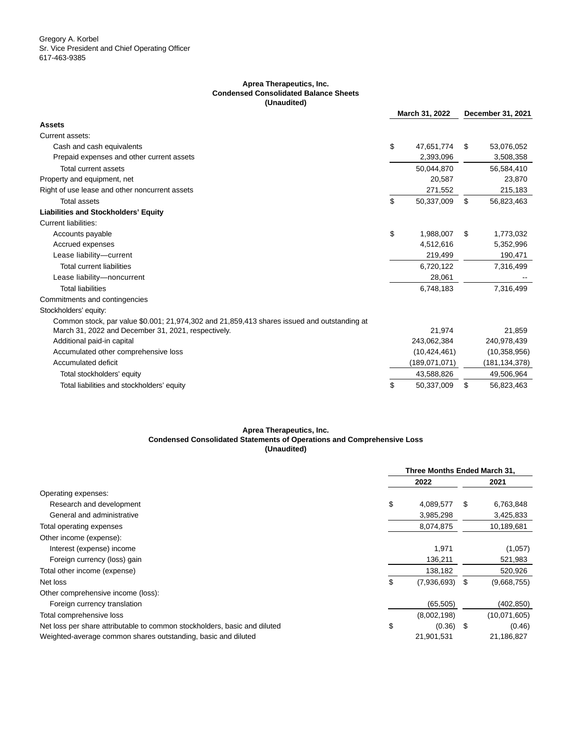Gregory A. Korbel
Sr. Vice President and Chief Operating Officer
617-463-9385

**Aprea Therapeutics, Inc.**
**Condensed Consolidated Balance Sheets**
**(Unaudited)**

| | March 31, 2022 | December 31, 2021 |
|---|---|---|
| **Assets** | | |
| Current assets: | | |
| Cash and cash equivalents | $ 47,651,774 | $ 53,076,052 |
| Prepaid expenses and other current assets | 2,393,096 | 3,508,358 |
| Total current assets | 50,044,870 | 56,584,410 |
| Property and equipment, net | 20,587 | 23,870 |
| Right of use lease and other noncurrent assets | 271,552 | 215,183 |
| Total assets | $ 50,337,009 | $ 56,823,463 |
| **Liabilities and Stockholders' Equity** | | |
| Current liabilities: | | |
| Accounts payable | $ 1,988,007 | $ 1,773,032 |
| Accrued expenses | 4,512,616 | 5,352,996 |
| Lease liability—current | 219,499 | 190,471 |
| Total current liabilities | 6,720,122 | 7,316,499 |
| Lease liability—noncurrent | 28,061 | -- |
| Total liabilities | 6,748,183 | 7,316,499 |
| Commitments and contingencies | | |
| Stockholders' equity: | | |
| Common stock, par value $0.001; 21,974,302 and 21,859,413 shares issued and outstanding at March 31, 2022 and December 31, 2021, respectively. | 21,974 | 21,859 |
| Additional paid-in capital | 243,062,384 | 240,978,439 |
| Accumulated other comprehensive loss | (10,424,461) | (10,358,956) |
| Accumulated deficit | (189,071,071) | (181,134,378) |
| Total stockholders' equity | 43,588,826 | 49,506,964 |
| Total liabilities and stockholders' equity | $ 50,337,009 | $ 56,823,463 |

**Aprea Therapeutics, Inc.**
**Condensed Consolidated Statements of Operations and Comprehensive Loss**
**(Unaudited)**

| | Three Months Ended March 31, | |
|---|---|---|
| | 2022 | 2021 |
| Operating expenses: | | |
| Research and development | $ 4,089,577 | $ 6,763,848 |
| General and administrative | 3,985,298 | 3,425,833 |
| Total operating expenses | 8,074,875 | 10,189,681 |
| Other income (expense): | | |
| Interest (expense) income | 1,971 | (1,057) |
| Foreign currency (loss) gain | 136,211 | 521,983 |
| Total other income (expense) | 138,182 | 520,926 |
| Net loss | $ (7,936,693) | $ (9,668,755) |
| Other comprehensive income (loss): | | |
| Foreign currency translation | (65,505) | (402,850) |
| Total comprehensive loss | (8,002,198) | (10,071,605) |
| Net loss per share attributable to common stockholders, basic and diluted | $ (0.36) | $ (0.46) |
| Weighted-average common shares outstanding, basic and diluted | 21,901,531 | 21,186,827 |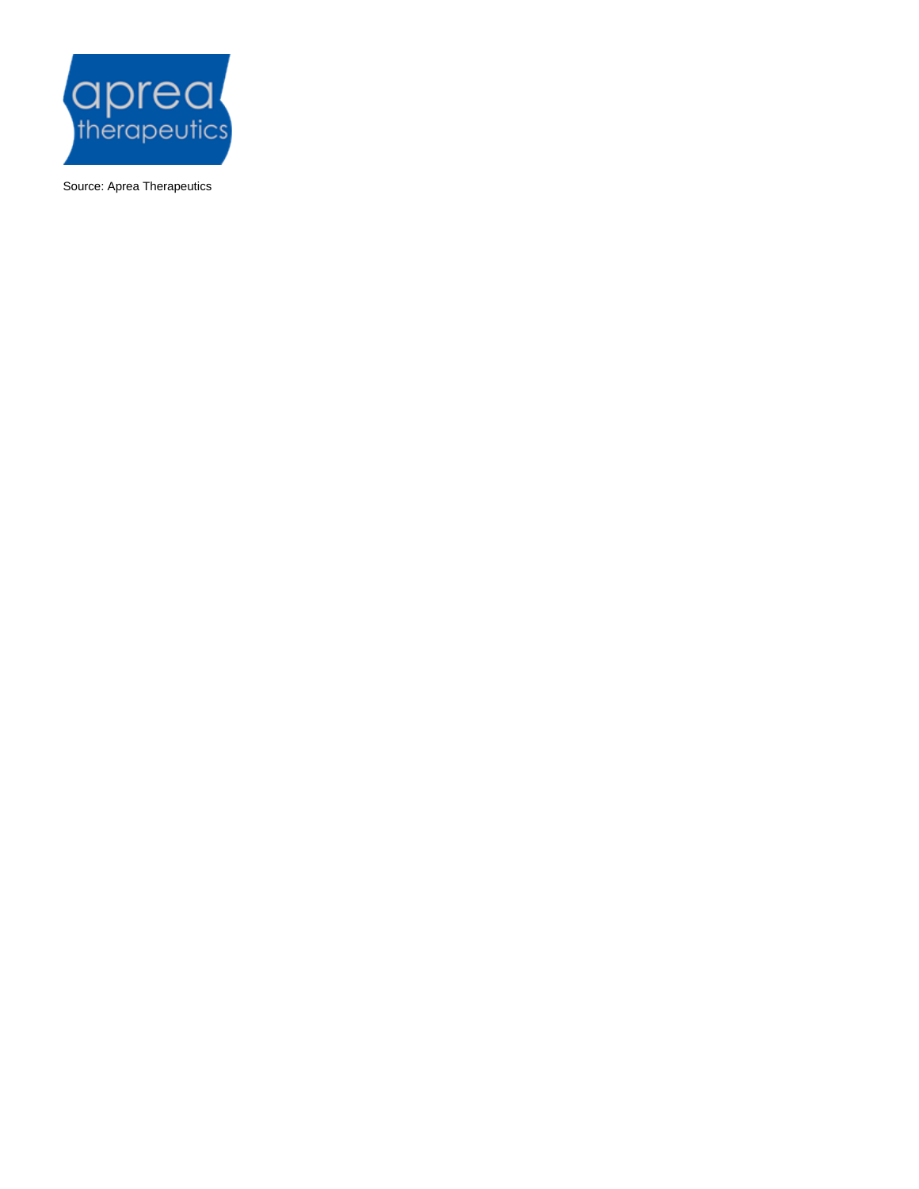Source: Aprea Therapeutics